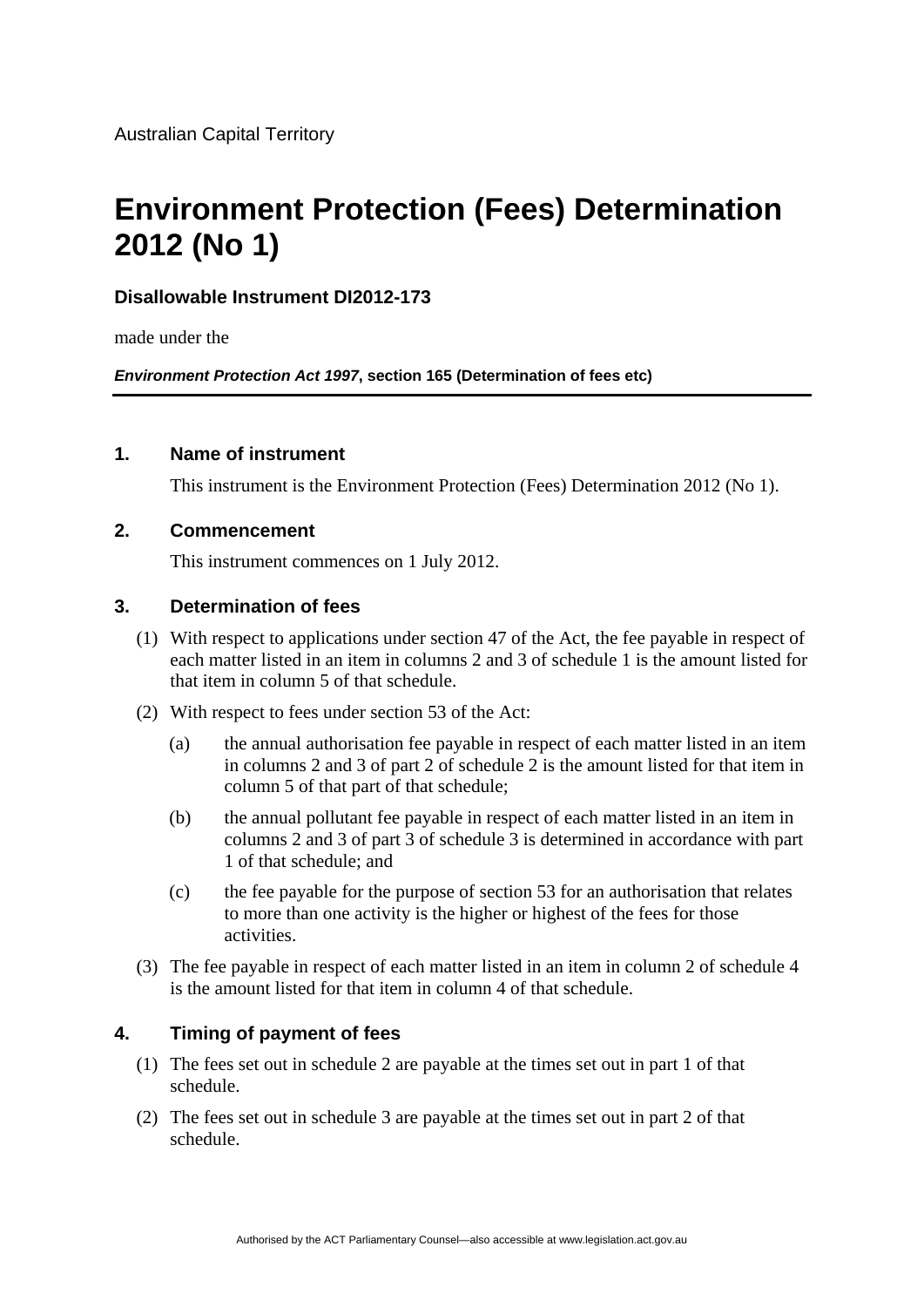Australian Capital Territory

# Environment Protection (Fees) Determination 2012 (No 1)

**Disallowable Instrument DI2012-173**

made under the

***Environment Protection Act 1997*, section 165 (Determination of fees etc)**

## 1. Name of instrument

This instrument is the Environment Protection (Fees) Determination 2012 (No 1).

## 2. Commencement

This instrument commences on 1 July 2012.

## 3. Determination of fees

(1) With respect to applications under section 47 of the Act, the fee payable in respect of each matter listed in an item in columns 2 and 3 of schedule 1 is the amount listed for that item in column 5 of that schedule.

(2) With respect to fees under section 53 of the Act:

(a) the annual authorisation fee payable in respect of each matter listed in an item in columns 2 and 3 of part 2 of schedule 2 is the amount listed for that item in column 5 of that part of that schedule;

(b) the annual pollutant fee payable in respect of each matter listed in an item in columns 2 and 3 of part 3 of schedule 3 is determined in accordance with part 1 of that schedule; and

(c) the fee payable for the purpose of section 53 for an authorisation that relates to more than one activity is the higher or highest of the fees for those activities.

(3) The fee payable in respect of each matter listed in an item in column 2 of schedule 4 is the amount listed for that item in column 4 of that schedule.

## 4. Timing of payment of fees

(1) The fees set out in schedule 2 are payable at the times set out in part 1 of that schedule.

(2) The fees set out in schedule 3 are payable at the times set out in part 2 of that schedule.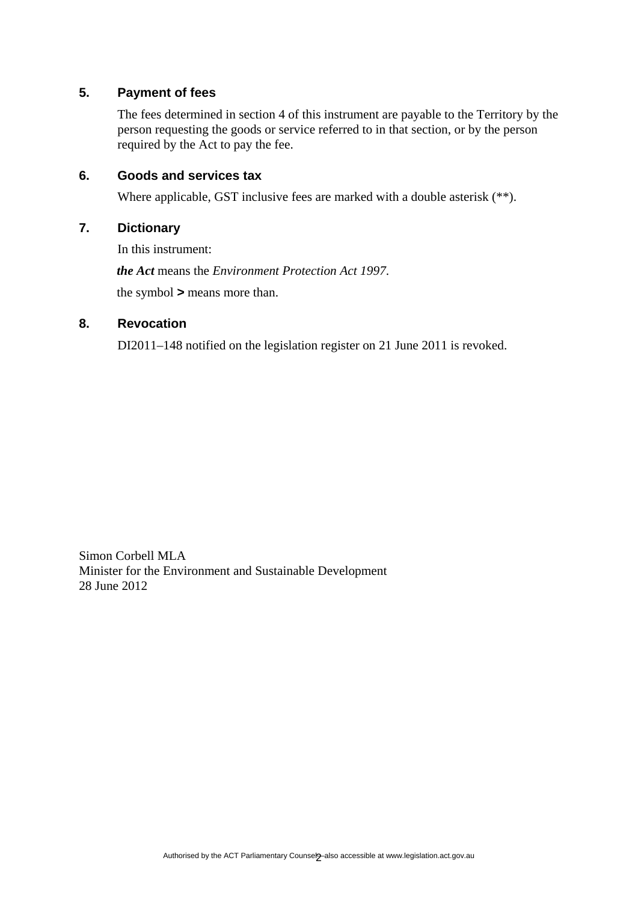## 5. Payment of fees

The fees determined in section 4 of this instrument are payable to the Territory by the person requesting the goods or service referred to in that section, or by the person required by the Act to pay the fee.

## 6. Goods and services tax

Where applicable, GST inclusive fees are marked with a double asterisk (**).

## 7. Dictionary

In this instrument:

***the Act*** means the *Environment Protection Act 1997*.

the symbol **>** means more than.

## 8. Revocation

DI2011–148 notified on the legislation register on 21 June 2011 is revoked.

Simon Corbell MLA
Minister for the Environment and Sustainable Development
28 June 2012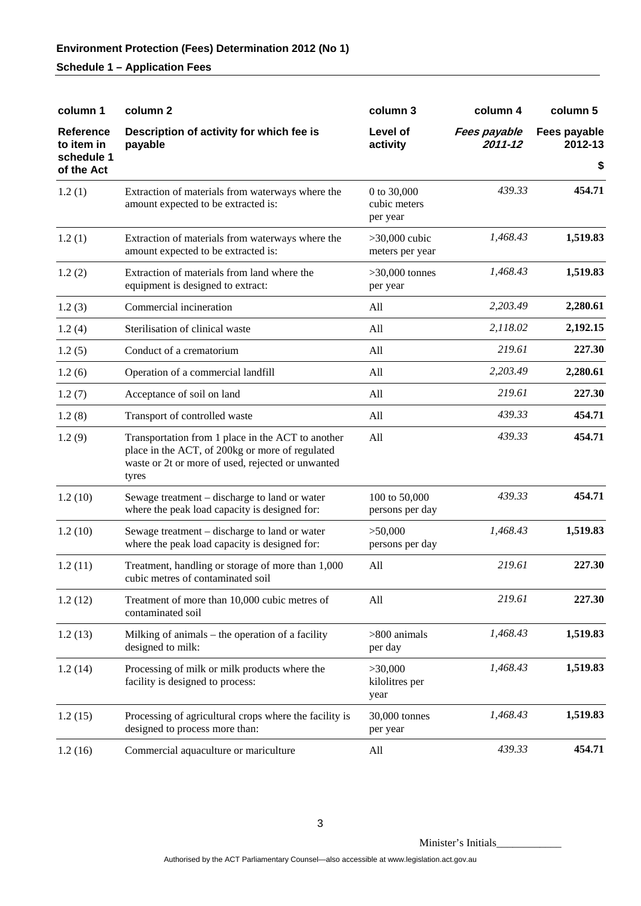**Environment Protection (Fees) Determination 2012 (No 1)**

**Schedule 1 – Application Fees**

| column 1 | column 2 | column 3 | column 4 | column 5 |
|---|---|---|---|---|
| **Reference to item in schedule 1 of the Act** | **Description of activity for which fee is payable** | **Level of activity** | ***Fees payable 2011-12*** | **Fees payable 2012-13** **$** |
| 1.2 (1) | Extraction of materials from waterways where the amount expected to be extracted is: | 0 to 30,000 cubic meters per year | *439.33* | **454.71** |
| 1.2 (1) | Extraction of materials from waterways where the amount expected to be extracted is: | >30,000 cubic meters per year | *1,468.43* | **1,519.83** |
| 1.2 (2) | Extraction of materials from land where the equipment is designed to extract: | >30,000 tonnes per year | *1,468.43* | **1,519.83** |
| 1.2 (3) | Commercial incineration | All | *2,203.49* | **2,280.61** |
| 1.2 (4) | Sterilisation of clinical waste | All | *2,118.02* | **2,192.15** |
| 1.2 (5) | Conduct of a crematorium | All | *219.61* | **227.30** |
| 1.2 (6) | Operation of a commercial landfill | All | *2,203.49* | **2,280.61** |
| 1.2 (7) | Acceptance of soil on land | All | *219.61* | **227.30** |
| 1.2 (8) | Transport of controlled waste | All | *439.33* | **454.71** |
| 1.2 (9) | Transportation from 1 place in the ACT to another place in the ACT, of 200kg or more of regulated waste or 2t or more of used, rejected or unwanted tyres | All | *439.33* | **454.71** |
| 1.2 (10) | Sewage treatment – discharge to land or water where the peak load capacity is designed for: | 100 to 50,000 persons per day | *439.33* | **454.71** |
| 1.2 (10) | Sewage treatment – discharge to land or water where the peak load capacity is designed for: | >50,000 persons per day | *1,468.43* | **1,519.83** |
| 1.2 (11) | Treatment, handling or storage of more than 1,000 cubic metres of contaminated soil | All | *219.61* | **227.30** |
| 1.2 (12) | Treatment of more than 10,000 cubic metres of contaminated soil | All | *219.61* | **227.30** |
| 1.2 (13) | Milking of animals – the operation of a facility designed to milk: | >800 animals per day | *1,468.43* | **1,519.83** |
| 1.2 (14) | Processing of milk or milk products where the facility is designed to process: | >30,000 kilolitres per year | *1,468.43* | **1,519.83** |
| 1.2 (15) | Processing of agricultural crops where the facility is designed to process more than: | 30,000 tonnes per year | *1,468.43* | **1,519.83** |
| 1.2 (16) | Commercial aquaculture or mariculture | All | *439.33* | **454.71** |

Minister's Initials\_\_\_\_\_\_\_\_\_\_\_\_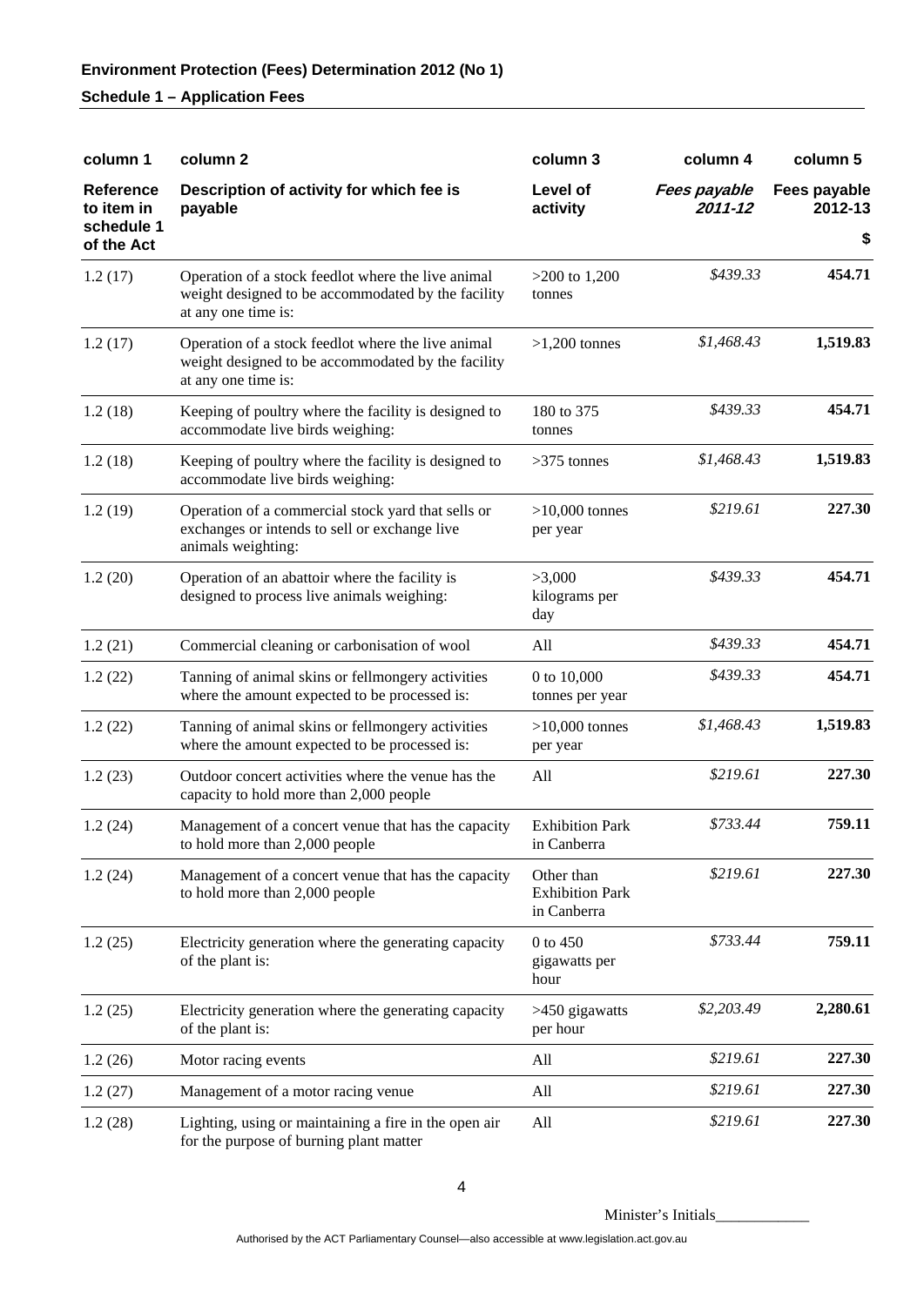**Environment Protection (Fees) Determination 2012 (No 1)**

**Schedule 1 – Application Fees**

| **column 1**<br>**Reference to item in schedule 1 of the Act** | **column 2**<br>**Description of activity for which fee is payable** | **column 3**<br>**Level of activity** | **column 4**<br>***Fees payable 2011-12*** | **column 5**<br>**Fees payable 2012-13**<br>**$** |
|---|---|---|---|---|
| 1.2 (17) | Operation of a stock feedlot where the live animal weight designed to be accommodated by the facility at any one time is: | >200 to 1,200 tonnes | *$439.33* | **454.71** |
| 1.2 (17) | Operation of a stock feedlot where the live animal weight designed to be accommodated by the facility at any one time is: | >1,200 tonnes | *$1,468.43* | **1,519.83** |
| 1.2 (18) | Keeping of poultry where the facility is designed to accommodate live birds weighing: | 180 to 375 tonnes | *$439.33* | **454.71** |
| 1.2 (18) | Keeping of poultry where the facility is designed to accommodate live birds weighing: | >375 tonnes | *$1,468.43* | **1,519.83** |
| 1.2 (19) | Operation of a commercial stock yard that sells or exchanges or intends to sell or exchange live animals weighting: | >10,000 tonnes per year | *$219.61* | **227.30** |
| 1.2 (20) | Operation of an abattoir where the facility is designed to process live animals weighing: | >3,000 kilograms per day | *$439.33* | **454.71** |
| 1.2 (21) | Commercial cleaning or carbonisation of wool | All | *$439.33* | **454.71** |
| 1.2 (22) | Tanning of animal skins or fellmongery activities where the amount expected to be processed is: | 0 to 10,000 tonnes per year | *$439.33* | **454.71** |
| 1.2 (22) | Tanning of animal skins or fellmongery activities where the amount expected to be processed is: | >10,000 tonnes per year | *$1,468.43* | **1,519.83** |
| 1.2 (23) | Outdoor concert activities where the venue has the capacity to hold more than 2,000 people | All | *$219.61* | **227.30** |
| 1.2 (24) | Management of a concert venue that has the capacity to hold more than 2,000 people | Exhibition Park in Canberra | *$733.44* | **759.11** |
| 1.2 (24) | Management of a concert venue that has the capacity to hold more than 2,000 people | Other than Exhibition Park in Canberra | *$219.61* | **227.30** |
| 1.2 (25) | Electricity generation where the generating capacity of the plant is: | 0 to 450 gigawatts per hour | *$733.44* | **759.11** |
| 1.2 (25) | Electricity generation where the generating capacity of the plant is: | >450 gigawatts per hour | *$2,203.49* | **2,280.61** |
| 1.2 (26) | Motor racing events | All | *$219.61* | **227.30** |
| 1.2 (27) | Management of a motor racing venue | All | *$219.61* | **227.30** |
| 1.2 (28) | Lighting, using or maintaining a fire in the open air for the purpose of burning plant matter | All | *$219.61* | **227.30** |

Minister's Initials____________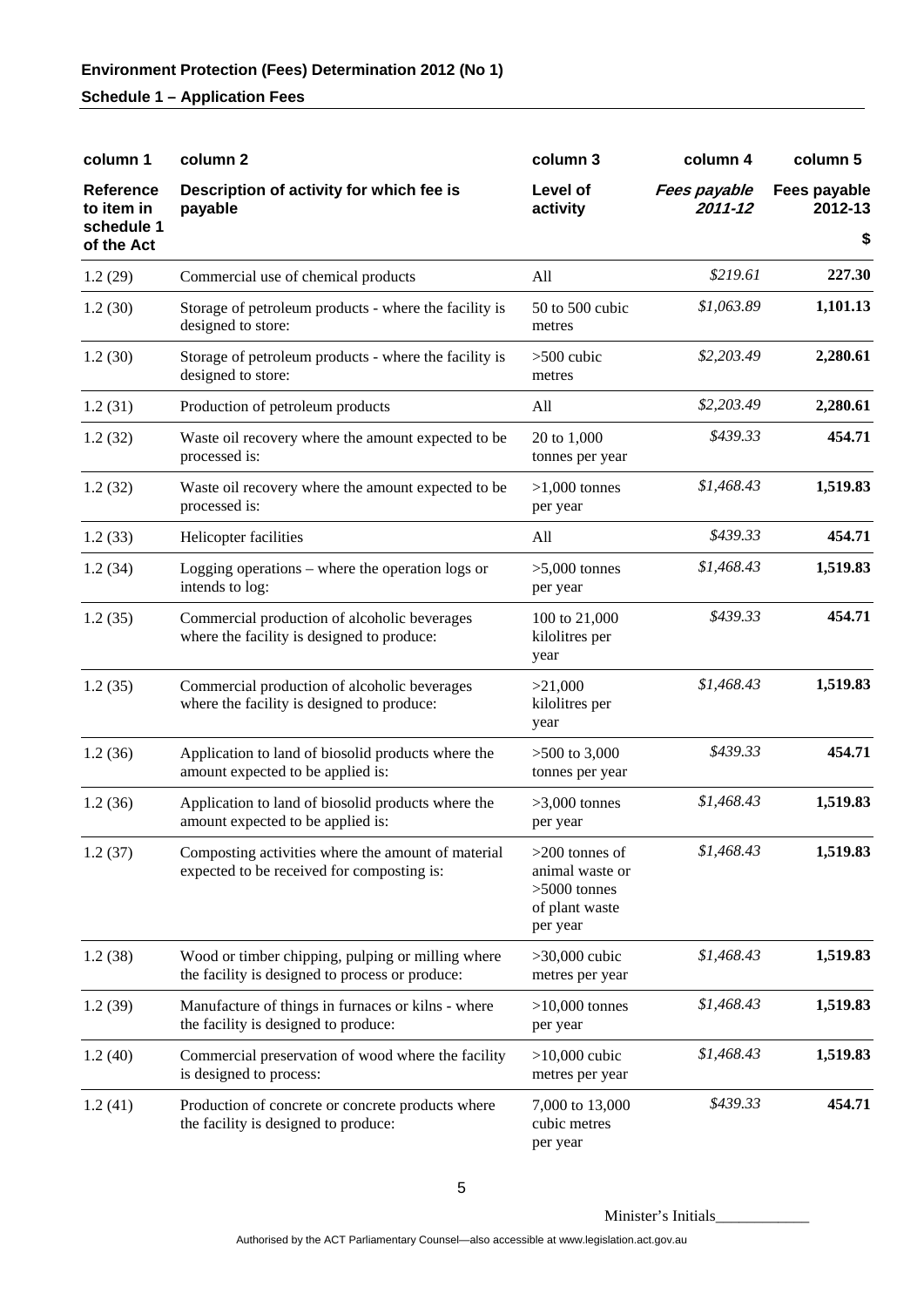**Environment Protection (Fees) Determination 2012 (No 1)**

**Schedule 1 – Application Fees**

| column 1<br>**Reference to item in schedule 1 of the Act** | column 2<br>**Description of activity for which fee is payable** | column 3<br>**Level of activity** | column 4<br>***Fees payable 2011-12*** | column 5<br>**Fees payable 2012-13**<br>**$** |
|---|---|---|---|---|
| 1.2 (29) | Commercial use of chemical products | All | *$219.61* | **227.30** |
| 1.2 (30) | Storage of petroleum products - where the facility is designed to store: | 50 to 500 cubic metres | *$1,063.89* | **1,101.13** |
| 1.2 (30) | Storage of petroleum products - where the facility is designed to store: | >500 cubic metres | *$2,203.49* | **2,280.61** |
| 1.2 (31) | Production of petroleum products | All | *$2,203.49* | **2,280.61** |
| 1.2 (32) | Waste oil recovery where the amount expected to be processed is: | 20 to 1,000 tonnes per year | *$439.33* | **454.71** |
| 1.2 (32) | Waste oil recovery where the amount expected to be processed is: | >1,000 tonnes per year | *$1,468.43* | **1,519.83** |
| 1.2 (33) | Helicopter facilities | All | *$439.33* | **454.71** |
| 1.2 (34) | Logging operations – where the operation logs or intends to log: | >5,000 tonnes per year | *$1,468.43* | **1,519.83** |
| 1.2 (35) | Commercial production of alcoholic beverages where the facility is designed to produce: | 100 to 21,000 kilolitres per year | *$439.33* | **454.71** |
| 1.2 (35) | Commercial production of alcoholic beverages where the facility is designed to produce: | >21,000 kilolitres per year | *$1,468.43* | **1,519.83** |
| 1.2 (36) | Application to land of biosolid products where the amount expected to be applied is: | >500 to 3,000 tonnes per year | *$439.33* | **454.71** |
| 1.2 (36) | Application to land of biosolid products where the amount expected to be applied is: | >3,000 tonnes per year | *$1,468.43* | **1,519.83** |
| 1.2 (37) | Composting activities where the amount of material expected to be received for composting is: | >200 tonnes of animal waste or >5000 tonnes of plant waste per year | *$1,468.43* | **1,519.83** |
| 1.2 (38) | Wood or timber chipping, pulping or milling where the facility is designed to process or produce: | >30,000 cubic metres per year | *$1,468.43* | **1,519.83** |
| 1.2 (39) | Manufacture of things in furnaces or kilns - where the facility is designed to produce: | >10,000 tonnes per year | *$1,468.43* | **1,519.83** |
| 1.2 (40) | Commercial preservation of wood where the facility is designed to process: | >10,000 cubic metres per year | *$1,468.43* | **1,519.83** |
| 1.2 (41) | Production of concrete or concrete products where the facility is designed to produce: | 7,000 to 13,000 cubic metres per year | *$439.33* | **454.71** |

Minister's Initials____________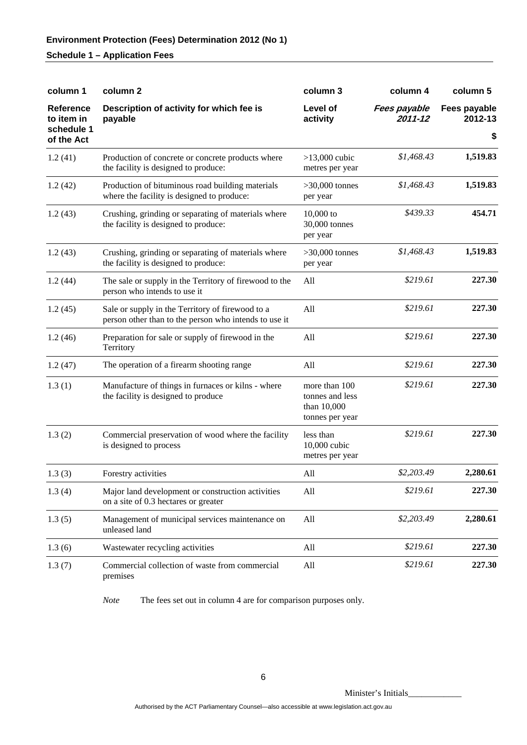**Environment Protection (Fees) Determination 2012 (No 1)**

**Schedule 1 – Application Fees**

| column 1 | column 2 | column 3 | column 4 | column 5 |
|---|---|---|---|---|
| **Reference to item in schedule 1 of the Act** | **Description of activity for which fee is payable** | **Level of activity** | ***Fees payable 2011-12*** | **Fees payable 2012-13** |
| | | | | **$** |
| 1.2 (41) | Production of concrete or concrete products where the facility is designed to produce: | >13,000 cubic metres per year | *$1,468.43* | **1,519.83** |
| 1.2 (42) | Production of bituminous road building materials where the facility is designed to produce: | >30,000 tonnes per year | *$1,468.43* | **1,519.83** |
| 1.2 (43) | Crushing, grinding or separating of materials where the facility is designed to produce: | 10,000 to 30,000 tonnes per year | *$439.33* | **454.71** |
| 1.2 (43) | Crushing, grinding or separating of materials where the facility is designed to produce: | >30,000 tonnes per year | *$1,468.43* | **1,519.83** |
| 1.2 (44) | The sale or supply in the Territory of firewood to the person who intends to use it | All | *$219.61* | **227.30** |
| 1.2 (45) | Sale or supply in the Territory of firewood to a person other than to the person who intends to use it | All | *$219.61* | **227.30** |
| 1.2 (46) | Preparation for sale or supply of firewood in the Territory | All | *$219.61* | **227.30** |
| 1.2 (47) | The operation of a firearm shooting range | All | *$219.61* | **227.30** |
| 1.3 (1) | Manufacture of things in furnaces or kilns - where the facility is designed to produce | more than 100 tonnes and less than 10,000 tonnes per year | *$219.61* | **227.30** |
| 1.3 (2) | Commercial preservation of wood where the facility is designed to process | less than 10,000 cubic metres per year | *$219.61* | **227.30** |
| 1.3 (3) | Forestry activities | All | *$2,203.49* | **2,280.61** |
| 1.3 (4) | Major land development or construction activities on a site of 0.3 hectares or greater | All | *$219.61* | **227.30** |
| 1.3 (5) | Management of municipal services maintenance on unleased land | All | *$2,203.49* | **2,280.61** |
| 1.3 (6) | Wastewater recycling activities | All | *$219.61* | **227.30** |
| 1.3 (7) | Commercial collection of waste from commercial premises | All | *$219.61* | **227.30** |

*Note* The fees set out in column 4 are for comparison purposes only.

Minister's Initials____________

Authorised by the ACT Parliamentary Counsel—also accessible at www.legislation.act.gov.au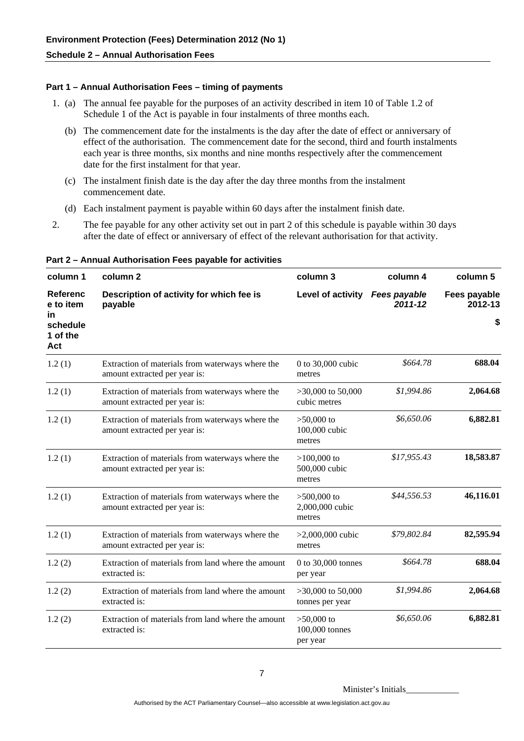## Schedule 2 – Annual Authorisation Fees

### Part 1 – Annual Authorisation Fees – timing of payments

1. (a) The annual fee payable for the purposes of an activity described in item 10 of Table 1.2 of Schedule 1 of the Act is payable in four instalments of three months each.

   (b) The commencement date for the instalments is the day after the date of effect or anniversary of effect of the authorisation. The commencement date for the second, third and fourth instalments each year is three months, six months and nine months respectively after the commencement date for the first instalment for that year.

   (c) The instalment finish date is the day after the day three months from the instalment commencement date.

   (d) Each instalment payment is payable within 60 days after the instalment finish date.

2. The fee payable for any other activity set out in part 2 of this schedule is payable within 30 days after the date of effect or anniversary of effect of the relevant authorisation for that activity.

### Part 2 – Annual Authorisation Fees payable for activities

| column 1<br>**Reference to item in schedule 1 of the Act** | column 2<br>**Description of activity for which fee is payable** | column 3<br>**Level of activity** | column 4<br>***Fees payable 2011-12*** | column 5<br>**Fees payable 2012-13**<br>**$** |
|---|---|---|---|---|
| 1.2 (1) | Extraction of materials from waterways where the amount extracted per year is: | 0 to 30,000 cubic metres | *$664.78* | **688.04** |
| 1.2 (1) | Extraction of materials from waterways where the amount extracted per year is: | >30,000 to 50,000 cubic metres | *$1,994.86* | **2,064.68** |
| 1.2 (1) | Extraction of materials from waterways where the amount extracted per year is: | >50,000 to 100,000 cubic metres | *$6,650.06* | **6,882.81** |
| 1.2 (1) | Extraction of materials from waterways where the amount extracted per year is: | >100,000 to 500,000 cubic metres | *$17,955.43* | **18,583.87** |
| 1.2 (1) | Extraction of materials from waterways where the amount extracted per year is: | >500,000 to 2,000,000 cubic metres | *$44,556.53* | **46,116.01** |
| 1.2 (1) | Extraction of materials from waterways where the amount extracted per year is: | >2,000,000 cubic metres | *$79,802.84* | **82,595.94** |
| 1.2 (2) | Extraction of materials from land where the amount extracted is: | 0 to 30,000 tonnes per year | *$664.78* | **688.04** |
| 1.2 (2) | Extraction of materials from land where the amount extracted is: | >30,000 to 50,000 tonnes per year | *$1,994.86* | **2,064.68** |
| 1.2 (2) | Extraction of materials from land where the amount extracted is: | >50,000 to 100,000 tonnes per year | *$6,650.06* | **6,882.81** |

Minister's Initials____________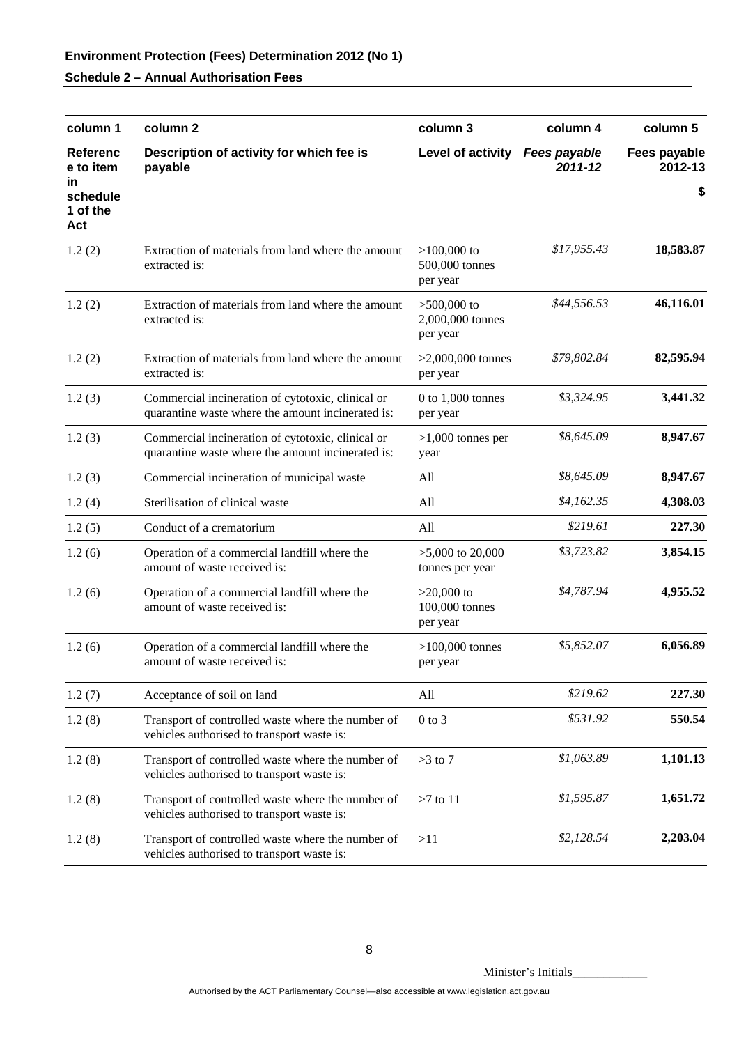**Environment Protection (Fees) Determination 2012 (No 1)**

**Schedule 2 – Annual Authorisation Fees**

| column 1 | column 2 | column 3 | column 4 | column 5 |
|---|---|---|---|---|
| **Reference to item in schedule 1 of the Act** | **Description of activity for which fee is payable** | **Level of activity** | ***Fees payable 2011-12*** | **Fees payable 2012-13 $** |
| 1.2 (2) | Extraction of materials from land where the amount extracted is: | >100,000 to 500,000 tonnes per year | *$17,955.43* | **18,583.87** |
| 1.2 (2) | Extraction of materials from land where the amount extracted is: | >500,000 to 2,000,000 tonnes per year | *$44,556.53* | **46,116.01** |
| 1.2 (2) | Extraction of materials from land where the amount extracted is: | >2,000,000 tonnes per year | *$79,802.84* | **82,595.94** |
| 1.2 (3) | Commercial incineration of cytotoxic, clinical or quarantine waste where the amount incinerated is: | 0 to 1,000 tonnes per year | *$3,324.95* | **3,441.32** |
| 1.2 (3) | Commercial incineration of cytotoxic, clinical or quarantine waste where the amount incinerated is: | >1,000 tonnes per year | *$8,645.09* | **8,947.67** |
| 1.2 (3) | Commercial incineration of municipal waste | All | *$8,645.09* | **8,947.67** |
| 1.2 (4) | Sterilisation of clinical waste | All | *$4,162.35* | **4,308.03** |
| 1.2 (5) | Conduct of a crematorium | All | *$219.61* | **227.30** |
| 1.2 (6) | Operation of a commercial landfill where the amount of waste received is: | >5,000 to 20,000 tonnes per year | *$3,723.82* | **3,854.15** |
| 1.2 (6) | Operation of a commercial landfill where the amount of waste received is: | >20,000 to 100,000 tonnes per year | *$4,787.94* | **4,955.52** |
| 1.2 (6) | Operation of a commercial landfill where the amount of waste received is: | >100,000 tonnes per year | *$5,852.07* | **6,056.89** |
| 1.2 (7) | Acceptance of soil on land | All | *$219.62* | **227.30** |
| 1.2 (8) | Transport of controlled waste where the number of vehicles authorised to transport waste is: | 0 to 3 | *$531.92* | **550.54** |
| 1.2 (8) | Transport of controlled waste where the number of vehicles authorised to transport waste is: | >3 to 7 | *$1,063.89* | **1,101.13** |
| 1.2 (8) | Transport of controlled waste where the number of vehicles authorised to transport waste is: | >7 to 11 | *$1,595.87* | **1,651.72** |
| 1.2 (8) | Transport of controlled waste where the number of vehicles authorised to transport waste is: | >11 | *$2,128.54* | **2,203.04** |

Minister's Initials____________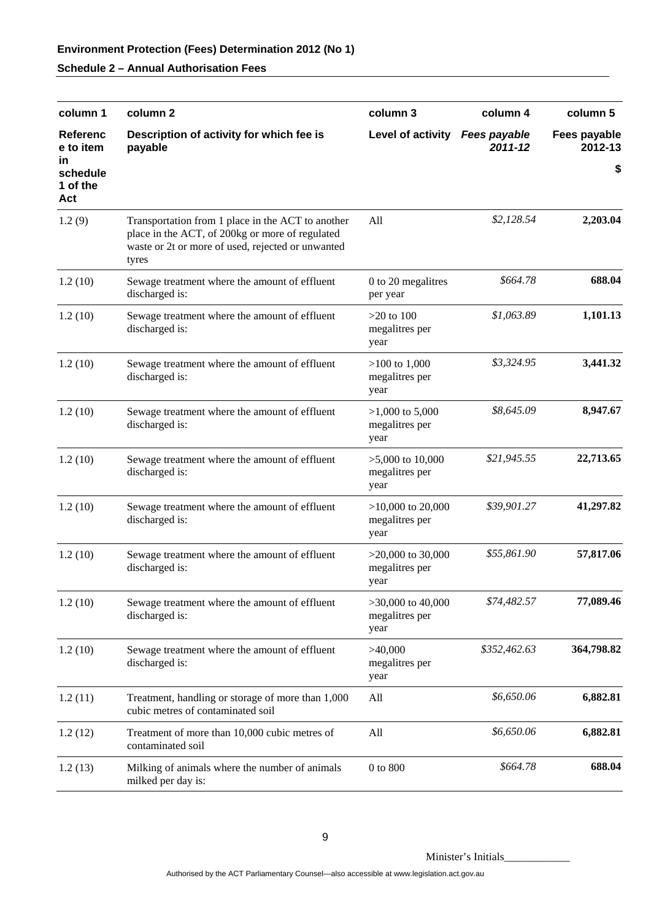**Environment Protection (Fees) Determination 2012 (No 1)**

**Schedule 2 – Annual Authorisation Fees**

| column 1 | column 2 | column 3 | column 4 | column 5 |
|---|---|---|---|---|
| **Reference to item in schedule 1 of the Act** | **Description of activity for which fee is payable** | **Level of activity** | ***Fees payable 2011-12*** | **Fees payable 2012-13** **$** |
| 1.2 (9) | Transportation from 1 place in the ACT to another place in the ACT, of 200kg or more of regulated waste or 2t or more of used, rejected or unwanted tyres | All | *$2,128.54* | **2,203.04** |
| 1.2 (10) | Sewage treatment where the amount of effluent discharged is: | 0 to 20 megalitres per year | *$664.78* | **688.04** |
| 1.2 (10) | Sewage treatment where the amount of effluent discharged is: | >20 to 100 megalitres per year | *$1,063.89* | **1,101.13** |
| 1.2 (10) | Sewage treatment where the amount of effluent discharged is: | >100 to 1,000 megalitres per year | *$3,324.95* | **3,441.32** |
| 1.2 (10) | Sewage treatment where the amount of effluent discharged is: | >1,000 to 5,000 megalitres per year | *$8,645.09* | **8,947.67** |
| 1.2 (10) | Sewage treatment where the amount of effluent discharged is: | >5,000 to 10,000 megalitres per year | *$21,945.55* | **22,713.65** |
| 1.2 (10) | Sewage treatment where the amount of effluent discharged is: | >10,000 to 20,000 megalitres per year | *$39,901.27* | **41,297.82** |
| 1.2 (10) | Sewage treatment where the amount of effluent discharged is: | >20,000 to 30,000 megalitres per year | *$55,861.90* | **57,817.06** |
| 1.2 (10) | Sewage treatment where the amount of effluent discharged is: | >30,000 to 40,000 megalitres per year | *$74,482.57* | **77,089.46** |
| 1.2 (10) | Sewage treatment where the amount of effluent discharged is: | >40,000 megalitres per year | *$352,462.63* | **364,798.82** |
| 1.2 (11) | Treatment, handling or storage of more than 1,000 cubic metres of contaminated soil | All | *$6,650.06* | **6,882.81** |
| 1.2 (12) | Treatment of more than 10,000 cubic metres of contaminated soil | All | *$6,650.06* | **6,882.81** |
| 1.2 (13) | Milking of animals where the number of animals milked per day is: | 0 to 800 | *$664.78* | **688.04** |

Minister's Initials____________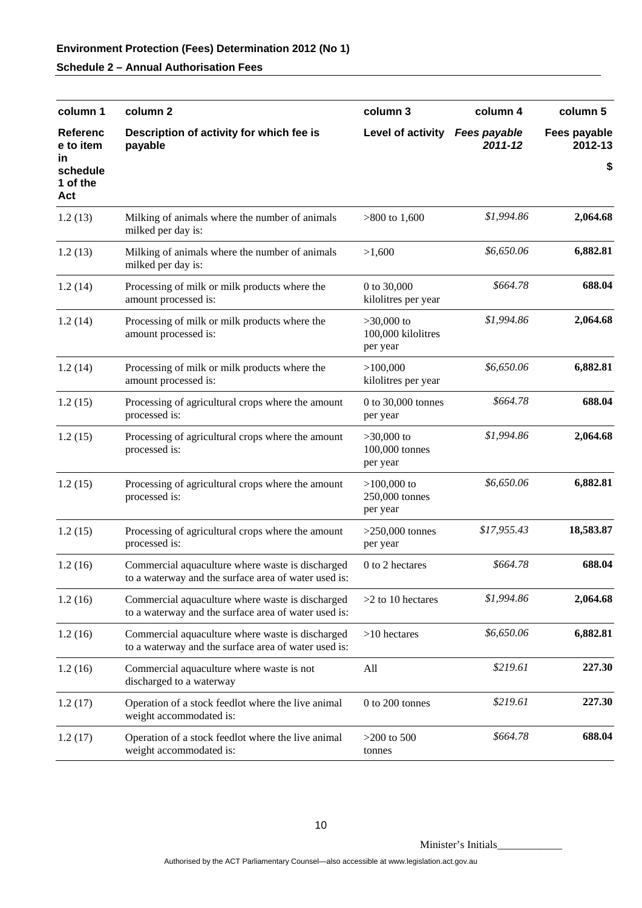**Environment Protection (Fees) Determination 2012 (No 1)**

**Schedule 2 – Annual Authorisation Fees**

| column 1 | column 2 | column 3 | column 4 | column 5 |
|---|---|---|---|---|
| **Reference to item in schedule 1 of the Act** | **Description of activity for which fee is payable** | **Level of activity** | ***Fees payable 2011-12*** | **Fees payable 2012-13 $** |
| 1.2 (13) | Milking of animals where the number of animals milked per day is: | >800 to 1,600 | *$1,994.86* | **2,064.68** |
| 1.2 (13) | Milking of animals where the number of animals milked per day is: | >1,600 | *$6,650.06* | **6,882.81** |
| 1.2 (14) | Processing of milk or milk products where the amount processed is: | 0 to 30,000 kilolitres per year | *$664.78* | **688.04** |
| 1.2 (14) | Processing of milk or milk products where the amount processed is: | >30,000 to 100,000 kilolitres per year | *$1,994.86* | **2,064.68** |
| 1.2 (14) | Processing of milk or milk products where the amount processed is: | >100,000 kilolitres per year | *$6,650.06* | **6,882.81** |
| 1.2 (15) | Processing of agricultural crops where the amount processed is: | 0 to 30,000 tonnes per year | *$664.78* | **688.04** |
| 1.2 (15) | Processing of agricultural crops where the amount processed is: | >30,000 to 100,000 tonnes per year | *$1,994.86* | **2,064.68** |
| 1.2 (15) | Processing of agricultural crops where the amount processed is: | >100,000 to 250,000 tonnes per year | *$6,650.06* | **6,882.81** |
| 1.2 (15) | Processing of agricultural crops where the amount processed is: | >250,000 tonnes per year | *$17,955.43* | **18,583.87** |
| 1.2 (16) | Commercial aquaculture where waste is discharged to a waterway and the surface area of water used is: | 0 to 2 hectares | *$664.78* | **688.04** |
| 1.2 (16) | Commercial aquaculture where waste is discharged to a waterway and the surface area of water used is: | >2 to 10 hectares | *$1,994.86* | **2,064.68** |
| 1.2 (16) | Commercial aquaculture where waste is discharged to a waterway and the surface area of water used is: | >10 hectares | *$6,650.06* | **6,882.81** |
| 1.2 (16) | Commercial aquaculture where waste is not discharged to a waterway | All | *$219.61* | **227.30** |
| 1.2 (17) | Operation of a stock feedlot where the live animal weight accommodated is: | 0 to 200 tonnes | *$219.61* | **227.30** |
| 1.2 (17) | Operation of a stock feedlot where the live animal weight accommodated is: | >200 to 500 tonnes | *$664.78* | **688.04** |

Minister's Initials____________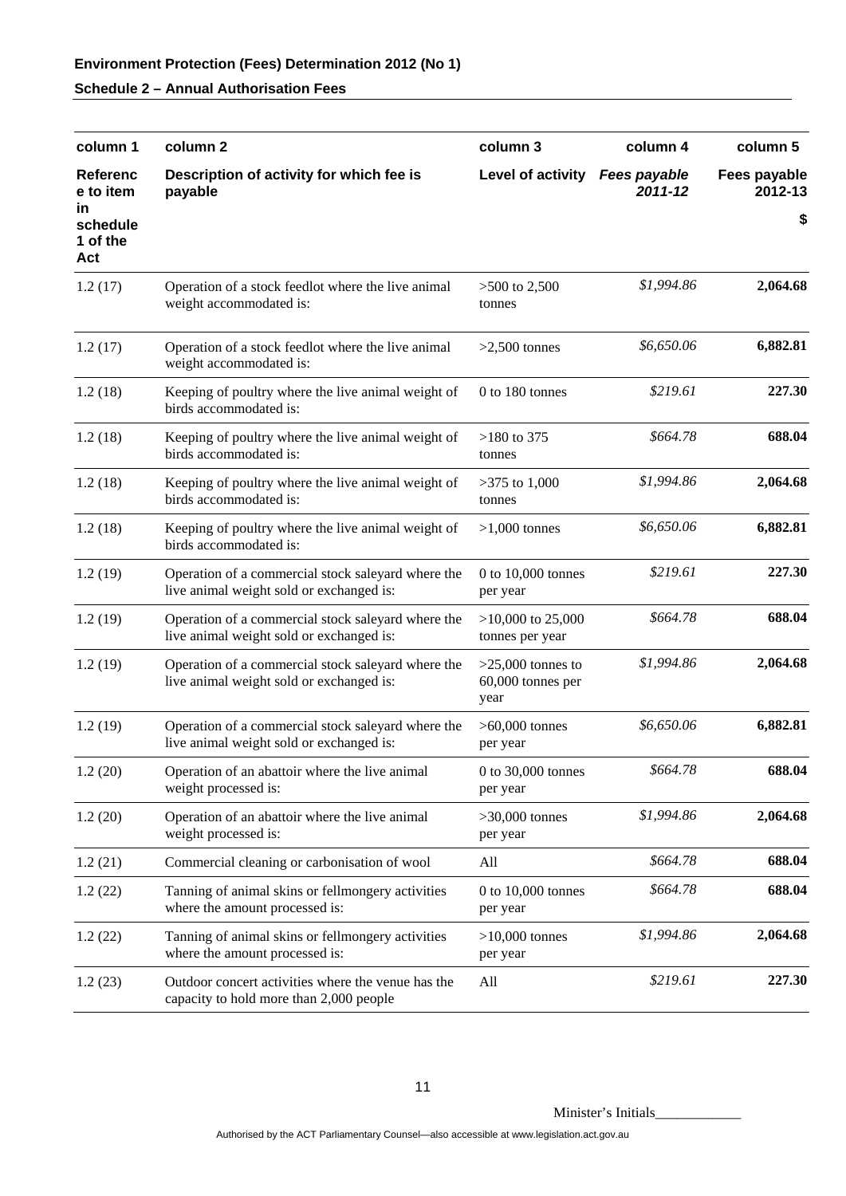**Environment Protection (Fees) Determination 2012 (No 1)**

**Schedule 2 – Annual Authorisation Fees**

| column 1 | column 2 | column 3 | column 4 | column 5 |
|---|---|---|---|---|
| **Reference to item in schedule 1 of the Act** | **Description of activity for which fee is payable** | **Level of activity** | ***Fees payable 2011-12*** | **Fees payable 2012-13** |
| | | | | **$** |
| 1.2 (17) | Operation of a stock feedlot where the live animal weight accommodated is: | >500 to 2,500 tonnes | *$1,994.86* | **2,064.68** |
| 1.2 (17) | Operation of a stock feedlot where the live animal weight accommodated is: | >2,500 tonnes | *$6,650.06* | **6,882.81** |
| 1.2 (18) | Keeping of poultry where the live animal weight of birds accommodated is: | 0 to 180 tonnes | *$219.61* | **227.30** |
| 1.2 (18) | Keeping of poultry where the live animal weight of birds accommodated is: | >180 to 375 tonnes | *$664.78* | **688.04** |
| 1.2 (18) | Keeping of poultry where the live animal weight of birds accommodated is: | >375 to 1,000 tonnes | *$1,994.86* | **2,064.68** |
| 1.2 (18) | Keeping of poultry where the live animal weight of birds accommodated is: | >1,000 tonnes | *$6,650.06* | **6,882.81** |
| 1.2 (19) | Operation of a commercial stock saleyard where the live animal weight sold or exchanged is: | 0 to 10,000 tonnes per year | *$219.61* | **227.30** |
| 1.2 (19) | Operation of a commercial stock saleyard where the live animal weight sold or exchanged is: | >10,000 to 25,000 tonnes per year | *$664.78* | **688.04** |
| 1.2 (19) | Operation of a commercial stock saleyard where the live animal weight sold or exchanged is: | >25,000 tonnes to 60,000 tonnes per year | *$1,994.86* | **2,064.68** |
| 1.2 (19) | Operation of a commercial stock saleyard where the live animal weight sold or exchanged is: | >60,000 tonnes per year | *$6,650.06* | **6,882.81** |
| 1.2 (20) | Operation of an abattoir where the live animal weight processed is: | 0 to 30,000 tonnes per year | *$664.78* | **688.04** |
| 1.2 (20) | Operation of an abattoir where the live animal weight processed is: | >30,000 tonnes per year | *$1,994.86* | **2,064.68** |
| 1.2 (21) | Commercial cleaning or carbonisation of wool | All | *$664.78* | **688.04** |
| 1.2 (22) | Tanning of animal skins or fellmongery activities where the amount processed is: | 0 to 10,000 tonnes per year | *$664.78* | **688.04** |
| 1.2 (22) | Tanning of animal skins or fellmongery activities where the amount processed is: | >10,000 tonnes per year | *$1,994.86* | **2,064.68** |
| 1.2 (23) | Outdoor concert activities where the venue has the capacity to hold more than 2,000 people | All | *$219.61* | **227.30** |

Minister's Initials____________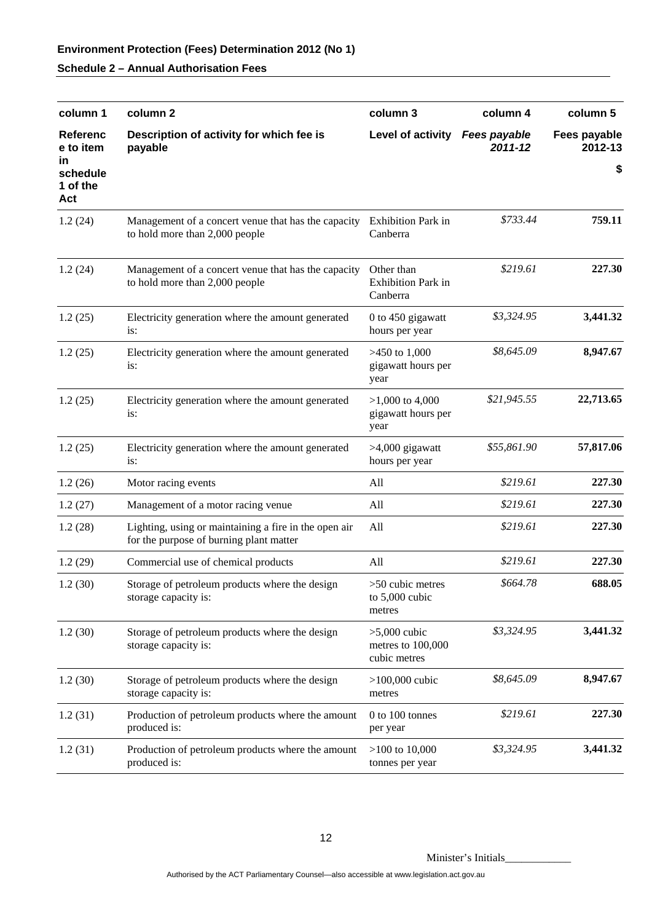**Environment Protection (Fees) Determination 2012 (No 1)**

**Schedule 2 – Annual Authorisation Fees**

| column 1 | column 2 | column 3 | column 4 | column 5 |
|---|---|---|---|---|
| **Reference to item in schedule 1 of the Act** | **Description of activity for which fee is payable** | **Level of activity** | ***Fees payable 2011-12*** | **Fees payable 2012-13 $** |
| 1.2 (24) | Management of a concert venue that has the capacity to hold more than 2,000 people | Exhibition Park in Canberra | *$733.44* | **759.11** |
| 1.2 (24) | Management of a concert venue that has the capacity to hold more than 2,000 people | Other than Exhibition Park in Canberra | *$219.61* | **227.30** |
| 1.2 (25) | Electricity generation where the amount generated is: | 0 to 450 gigawatt hours per year | *$3,324.95* | **3,441.32** |
| 1.2 (25) | Electricity generation where the amount generated is: | >450 to 1,000 gigawatt hours per year | *$8,645.09* | **8,947.67** |
| 1.2 (25) | Electricity generation where the amount generated is: | >1,000 to 4,000 gigawatt hours per year | *$21,945.55* | **22,713.65** |
| 1.2 (25) | Electricity generation where the amount generated is: | >4,000 gigawatt hours per year | *$55,861.90* | **57,817.06** |
| 1.2 (26) | Motor racing events | All | *$219.61* | **227.30** |
| 1.2 (27) | Management of a motor racing venue | All | *$219.61* | **227.30** |
| 1.2 (28) | Lighting, using or maintaining a fire in the open air for the purpose of burning plant matter | All | *$219.61* | **227.30** |
| 1.2 (29) | Commercial use of chemical products | All | *$219.61* | **227.30** |
| 1.2 (30) | Storage of petroleum products where the design storage capacity is: | >50 cubic metres to 5,000 cubic metres | *$664.78* | **688.05** |
| 1.2 (30) | Storage of petroleum products where the design storage capacity is: | >5,000 cubic metres to 100,000 cubic metres | *$3,324.95* | **3,441.32** |
| 1.2 (30) | Storage of petroleum products where the design storage capacity is: | >100,000 cubic metres | *$8,645.09* | **8,947.67** |
| 1.2 (31) | Production of petroleum products where the amount produced is: | 0 to 100 tonnes per year | *$219.61* | **227.30** |
| 1.2 (31) | Production of petroleum products where the amount produced is: | >100 to 10,000 tonnes per year | *$3,324.95* | **3,441.32** |

Minister's Initials\_\_\_\_\_\_\_\_\_\_\_\_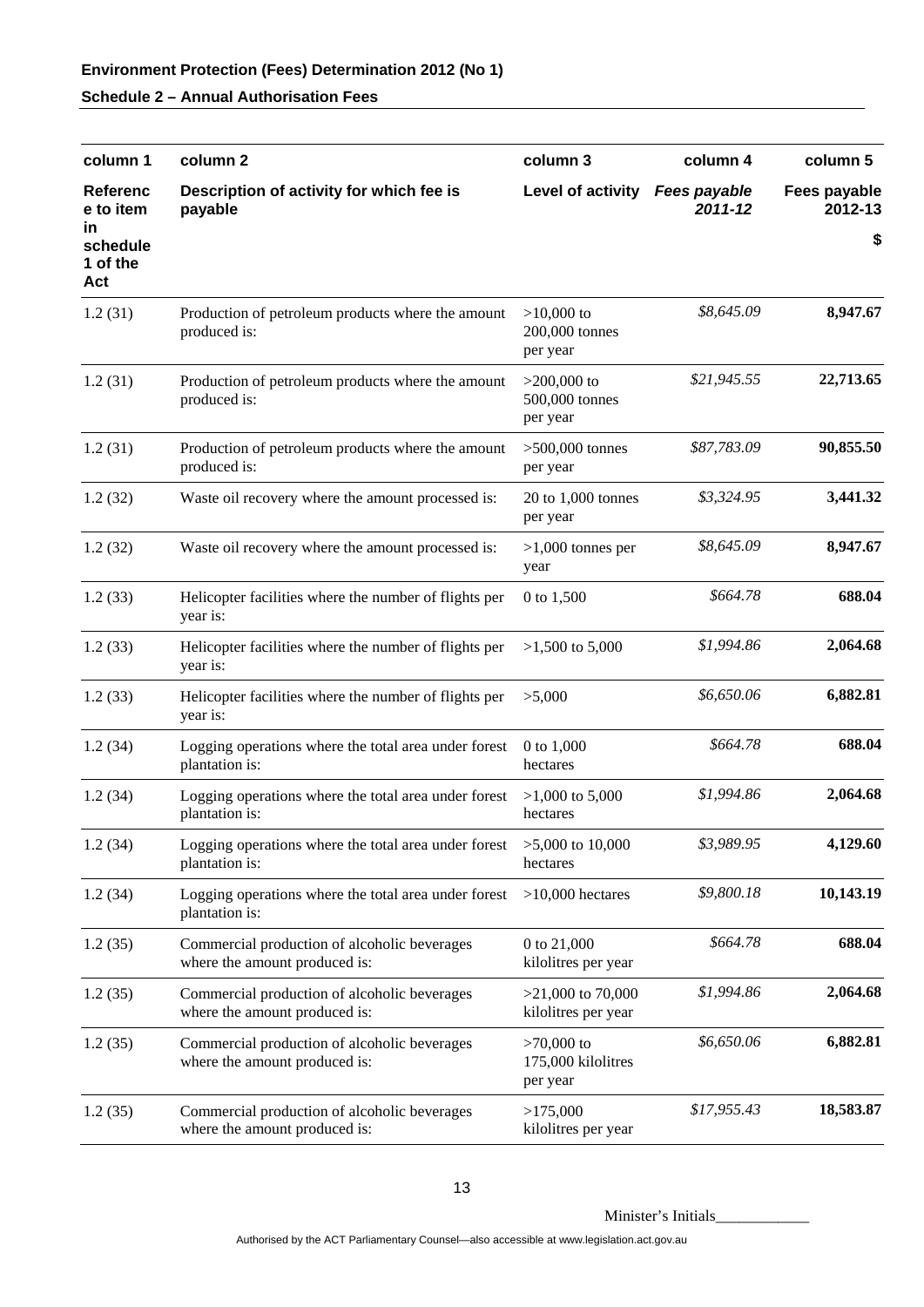**Environment Protection (Fees) Determination 2012 (No 1)**

**Schedule 2 – Annual Authorisation Fees**

| column 1 | column 2 | column 3 | column 4 | column 5 |
|---|---|---|---|---|
| **Reference to item in schedule 1 of the Act** | **Description of activity for which fee is payable** | **Level of activity** | ***Fees payable 2011-12*** | **Fees payable 2012-13 $** |
| 1.2 (31) | Production of petroleum products where the amount produced is: | >10,000 to 200,000 tonnes per year | *$8,645.09* | **8,947.67** |
| 1.2 (31) | Production of petroleum products where the amount produced is: | >200,000 to 500,000 tonnes per year | *$21,945.55* | **22,713.65** |
| 1.2 (31) | Production of petroleum products where the amount produced is: | >500,000 tonnes per year | *$87,783.09* | **90,855.50** |
| 1.2 (32) | Waste oil recovery where the amount processed is: | 20 to 1,000 tonnes per year | *$3,324.95* | **3,441.32** |
| 1.2 (32) | Waste oil recovery where the amount processed is: | >1,000 tonnes per year | *$8,645.09* | **8,947.67** |
| 1.2 (33) | Helicopter facilities where the number of flights per year is: | 0 to 1,500 | *$664.78* | **688.04** |
| 1.2 (33) | Helicopter facilities where the number of flights per year is: | >1,500 to 5,000 | *$1,994.86* | **2,064.68** |
| 1.2 (33) | Helicopter facilities where the number of flights per year is: | >5,000 | *$6,650.06* | **6,882.81** |
| 1.2 (34) | Logging operations where the total area under forest plantation is: | 0 to 1,000 hectares | *$664.78* | **688.04** |
| 1.2 (34) | Logging operations where the total area under forest plantation is: | >1,000 to 5,000 hectares | *$1,994.86* | **2,064.68** |
| 1.2 (34) | Logging operations where the total area under forest plantation is: | >5,000 to 10,000 hectares | *$3,989.95* | **4,129.60** |
| 1.2 (34) | Logging operations where the total area under forest plantation is: | >10,000 hectares | *$9,800.18* | **10,143.19** |
| 1.2 (35) | Commercial production of alcoholic beverages where the amount produced is: | 0 to 21,000 kilolitres per year | *$664.78* | **688.04** |
| 1.2 (35) | Commercial production of alcoholic beverages where the amount produced is: | >21,000 to 70,000 kilolitres per year | *$1,994.86* | **2,064.68** |
| 1.2 (35) | Commercial production of alcoholic beverages where the amount produced is: | >70,000 to 175,000 kilolitres per year | *$6,650.06* | **6,882.81** |
| 1.2 (35) | Commercial production of alcoholic beverages where the amount produced is: | >175,000 kilolitres per year | *$17,955.43* | **18,583.87** |

Minister's Initials\_\_\_\_\_\_\_\_\_\_\_\_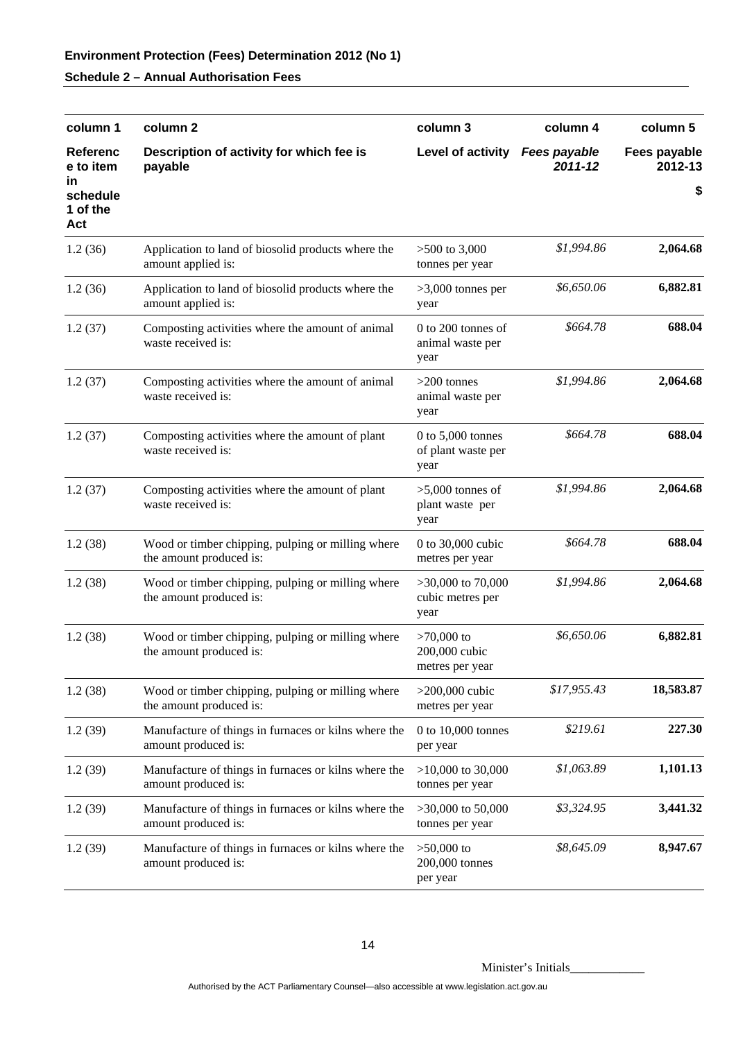**Environment Protection (Fees) Determination 2012 (No 1)**

**Schedule 2 – Annual Authorisation Fees**

| column 1 | column 2 | column 3 | column 4 | column 5 |
|---|---|---|---|---|
| **Reference to item in schedule 1 of the Act** | **Description of activity for which fee is payable** | **Level of activity** | ***Fees payable 2011-12*** | **Fees payable 2012-13 $** |
| 1.2 (36) | Application to land of biosolid products where the amount applied is: | >500 to 3,000 tonnes per year | *$1,994.86* | **2,064.68** |
| 1.2 (36) | Application to land of biosolid products where the amount applied is: | >3,000 tonnes per year | *$6,650.06* | **6,882.81** |
| 1.2 (37) | Composting activities where the amount of animal waste received is: | 0 to 200 tonnes of animal waste per year | *$664.78* | **688.04** |
| 1.2 (37) | Composting activities where the amount of animal waste received is: | >200 tonnes animal waste per year | *$1,994.86* | **2,064.68** |
| 1.2 (37) | Composting activities where the amount of plant waste received is: | 0 to 5,000 tonnes of plant waste per year | *$664.78* | **688.04** |
| 1.2 (37) | Composting activities where the amount of plant waste received is: | >5,000 tonnes of plant waste per year | *$1,994.86* | **2,064.68** |
| 1.2 (38) | Wood or timber chipping, pulping or milling where the amount produced is: | 0 to 30,000 cubic metres per year | *$664.78* | **688.04** |
| 1.2 (38) | Wood or timber chipping, pulping or milling where the amount produced is: | >30,000 to 70,000 cubic metres per year | *$1,994.86* | **2,064.68** |
| 1.2 (38) | Wood or timber chipping, pulping or milling where the amount produced is: | >70,000 to 200,000 cubic metres per year | *$6,650.06* | **6,882.81** |
| 1.2 (38) | Wood or timber chipping, pulping or milling where the amount produced is: | >200,000 cubic metres per year | *$17,955.43* | **18,583.87** |
| 1.2 (39) | Manufacture of things in furnaces or kilns where the amount produced is: | 0 to 10,000 tonnes per year | *$219.61* | **227.30** |
| 1.2 (39) | Manufacture of things in furnaces or kilns where the amount produced is: | >10,000 to 30,000 tonnes per year | *$1,063.89* | **1,101.13** |
| 1.2 (39) | Manufacture of things in furnaces or kilns where the amount produced is: | >30,000 to 50,000 tonnes per year | *$3,324.95* | **3,441.32** |
| 1.2 (39) | Manufacture of things in furnaces or kilns where the amount produced is: | >50,000 to 200,000 tonnes per year | *$8,645.09* | **8,947.67** |

Minister's Initials\_\_\_\_\_\_\_\_\_\_\_\_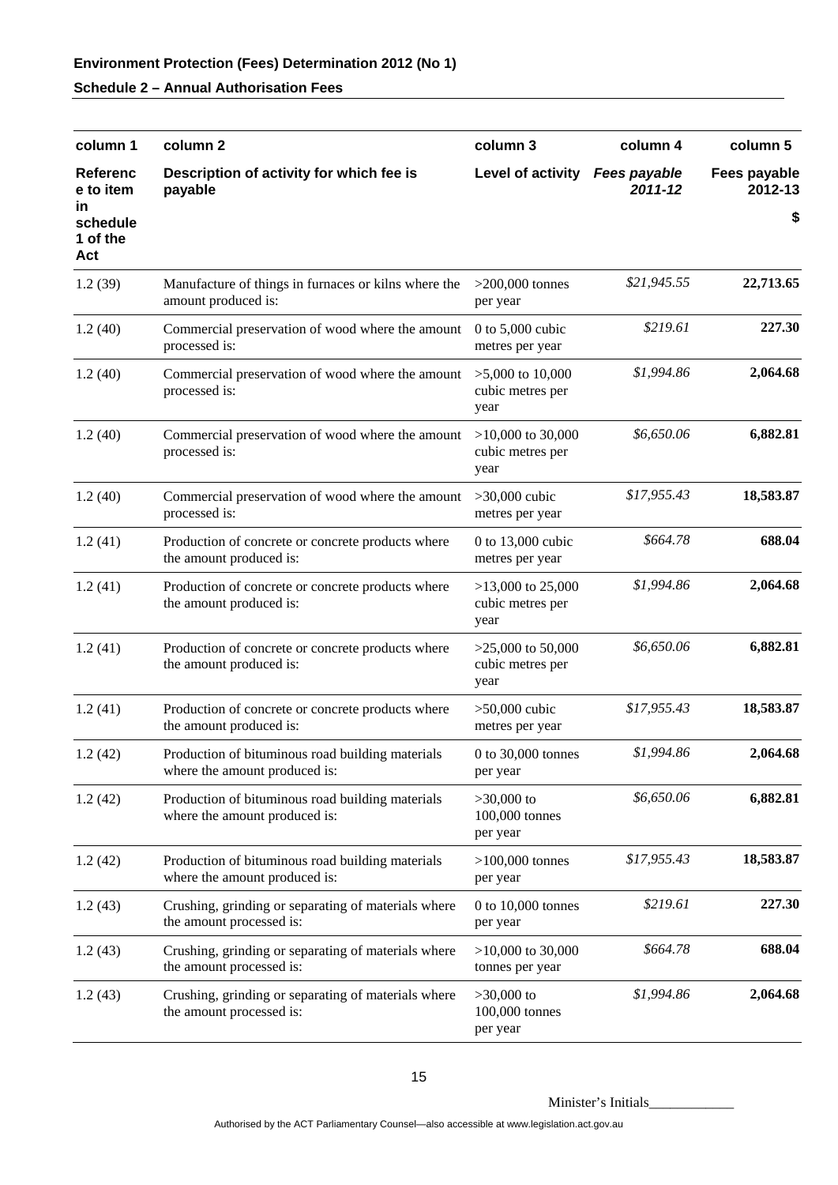| column 1 | column 2 | column 3 | column 4 | column 5 |
|---|---|---|---|---|
| **Reference to item in schedule 1 of the Act** | **Description of activity for which fee is payable** | **Level of activity** | ***Fees payable 2011-12*** | **Fees payable 2012-13** <br> **$** |
| 1.2 (39) | Manufacture of things in furnaces or kilns where the amount produced is: | >200,000 tonnes per year | *$21,945.55* | **22,713.65** |
| 1.2 (40) | Commercial preservation of wood where the amount processed is: | 0 to 5,000 cubic metres per year | *$219.61* | **227.30** |
| 1.2 (40) | Commercial preservation of wood where the amount processed is: | >5,000 to 10,000 cubic metres per year | *$1,994.86* | **2,064.68** |
| 1.2 (40) | Commercial preservation of wood where the amount processed is: | >10,000 to 30,000 cubic metres per year | *$6,650.06* | **6,882.81** |
| 1.2 (40) | Commercial preservation of wood where the amount processed is: | >30,000 cubic metres per year | *$17,955.43* | **18,583.87** |
| 1.2 (41) | Production of concrete or concrete products where the amount produced is: | 0 to 13,000 cubic metres per year | *$664.78* | **688.04** |
| 1.2 (41) | Production of concrete or concrete products where the amount produced is: | >13,000 to 25,000 cubic metres per year | *$1,994.86* | **2,064.68** |
| 1.2 (41) | Production of concrete or concrete products where the amount produced is: | >25,000 to 50,000 cubic metres per year | *$6,650.06* | **6,882.81** |
| 1.2 (41) | Production of concrete or concrete products where the amount produced is: | >50,000 cubic metres per year | *$17,955.43* | **18,583.87** |
| 1.2 (42) | Production of bituminous road building materials where the amount produced is: | 0 to 30,000 tonnes per year | *$1,994.86* | **2,064.68** |
| 1.2 (42) | Production of bituminous road building materials where the amount produced is: | >30,000 to 100,000 tonnes per year | *$6,650.06* | **6,882.81** |
| 1.2 (42) | Production of bituminous road building materials where the amount produced is: | >100,000 tonnes per year | *$17,955.43* | **18,583.87** |
| 1.2 (43) | Crushing, grinding or separating of materials where the amount processed is: | 0 to 10,000 tonnes per year | *$219.61* | **227.30** |
| 1.2 (43) | Crushing, grinding or separating of materials where the amount processed is: | >10,000 to 30,000 tonnes per year | *$664.78* | **688.04** |
| 1.2 (43) | Crushing, grinding or separating of materials where the amount processed is: | >30,000 to 100,000 tonnes per year | *$1,994.86* | **2,064.68** |

Minister's Initials____________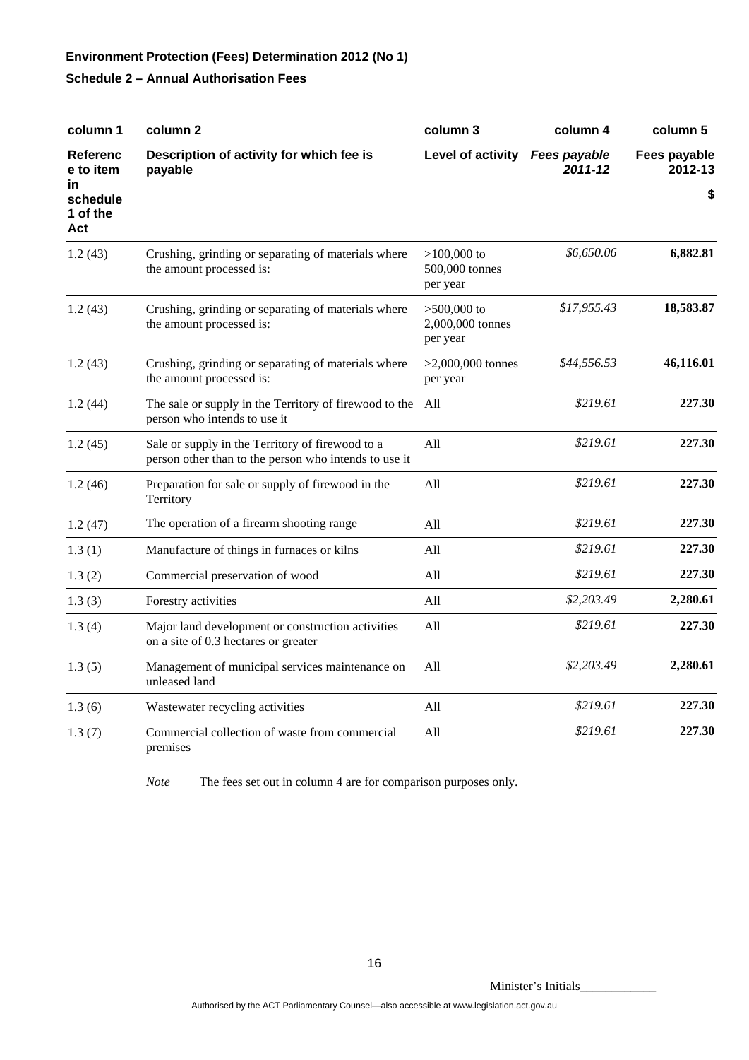**Environment Protection (Fees) Determination 2012 (No 1)**

**Schedule 2 – Annual Authorisation Fees**

| column 1 | column 2 | column 3 | column 4 | column 5 |
|---|---|---|---|---|
| **Reference to item in schedule 1 of the Act** | **Description of activity for which fee is payable** | **Level of activity** | ***Fees payable 2011-12*** | **Fees payable 2012-13** **$** |
| 1.2 (43) | Crushing, grinding or separating of materials where the amount processed is: | >100,000 to 500,000 tonnes per year | *$6,650.06* | **6,882.81** |
| 1.2 (43) | Crushing, grinding or separating of materials where the amount processed is: | >500,000 to 2,000,000 tonnes per year | *$17,955.43* | **18,583.87** |
| 1.2 (43) | Crushing, grinding or separating of materials where the amount processed is: | >2,000,000 tonnes per year | *$44,556.53* | **46,116.01** |
| 1.2 (44) | The sale or supply in the Territory of firewood to the person who intends to use it | All | *$219.61* | **227.30** |
| 1.2 (45) | Sale or supply in the Territory of firewood to a person other than to the person who intends to use it | All | *$219.61* | **227.30** |
| 1.2 (46) | Preparation for sale or supply of firewood in the Territory | All | *$219.61* | **227.30** |
| 1.2 (47) | The operation of a firearm shooting range | All | *$219.61* | **227.30** |
| 1.3 (1) | Manufacture of things in furnaces or kilns | All | *$219.61* | **227.30** |
| 1.3 (2) | Commercial preservation of wood | All | *$219.61* | **227.30** |
| 1.3 (3) | Forestry activities | All | *$2,203.49* | **2,280.61** |
| 1.3 (4) | Major land development or construction activities on a site of 0.3 hectares or greater | All | *$219.61* | **227.30** |
| 1.3 (5) | Management of municipal services maintenance on unleased land | All | *$2,203.49* | **2,280.61** |
| 1.3 (6) | Wastewater recycling activities | All | *$219.61* | **227.30** |
| 1.3 (7) | Commercial collection of waste from commercial premises | All | *$219.61* | **227.30** |

*Note* The fees set out in column 4 are for comparison purposes only.

Minister's Initials____________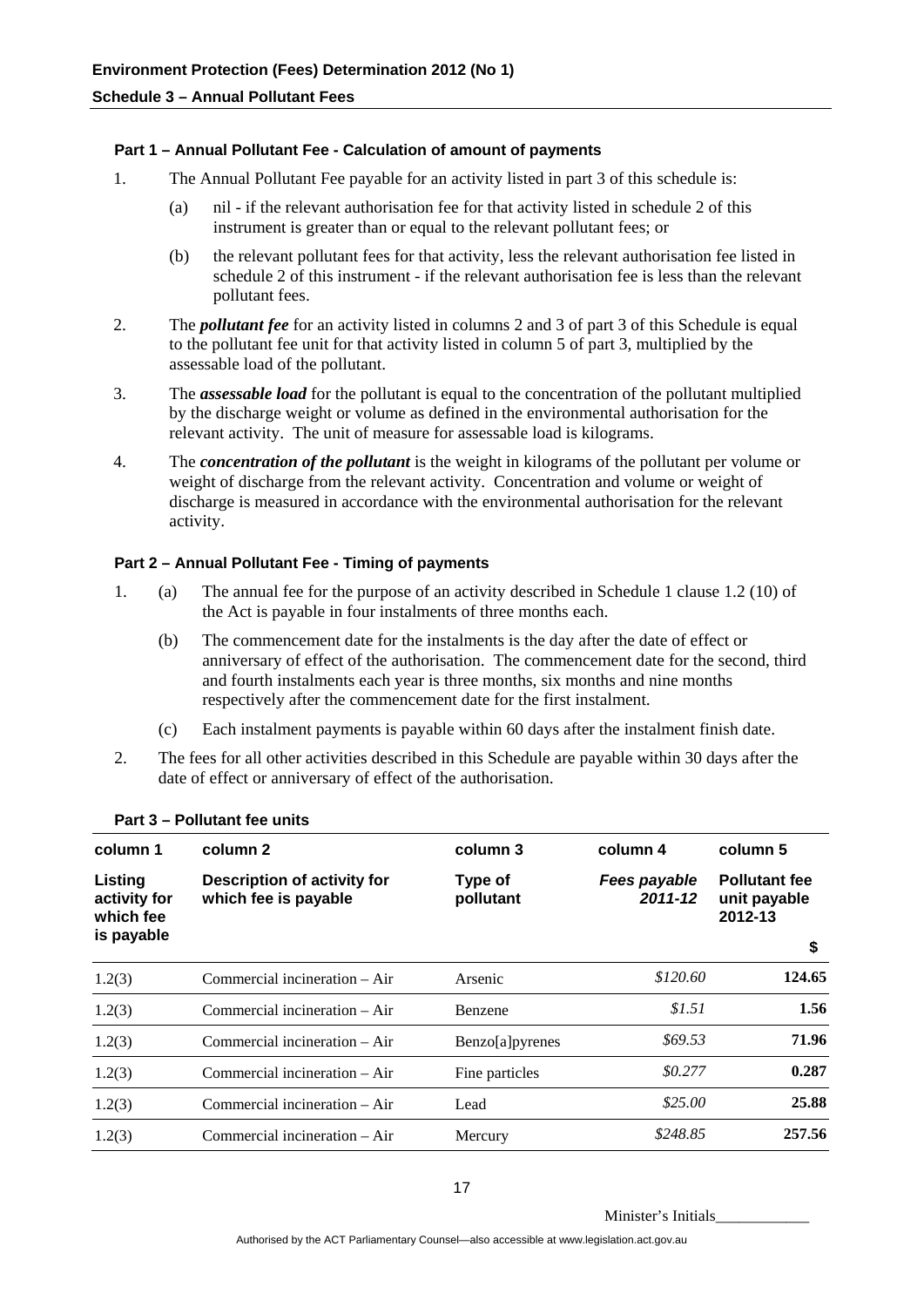## Schedule 3 – Annual Pollutant Fees

### Part 1 – Annual Pollutant Fee - Calculation of amount of payments

1. The Annual Pollutant Fee payable for an activity listed in part 3 of this schedule is:

   (a) nil - if the relevant authorisation fee for that activity listed in schedule 2 of this instrument is greater than or equal to the relevant pollutant fees; or

   (b) the relevant pollutant fees for that activity, less the relevant authorisation fee listed in schedule 2 of this instrument - if the relevant authorisation fee is less than the relevant pollutant fees.

2. The ***pollutant fee*** for an activity listed in columns 2 and 3 of part 3 of this Schedule is equal to the pollutant fee unit for that activity listed in column 5 of part 3, multiplied by the assessable load of the pollutant.

3. The ***assessable load*** for the pollutant is equal to the concentration of the pollutant multiplied by the discharge weight or volume as defined in the environmental authorisation for the relevant activity. The unit of measure for assessable load is kilograms.

4. The ***concentration of the pollutant*** is the weight in kilograms of the pollutant per volume or weight of discharge from the relevant activity. Concentration and volume or weight of discharge is measured in accordance with the environmental authorisation for the relevant activity.

### Part 2 – Annual Pollutant Fee - Timing of payments

1. (a) The annual fee for the purpose of an activity described in Schedule 1 clause 1.2 (10) of the Act is payable in four instalments of three months each.

   (b) The commencement date for the instalments is the day after the date of effect or anniversary of effect of the authorisation. The commencement date for the second, third and fourth instalments each year is three months, six months and nine months respectively after the commencement date for the first instalment.

   (c) Each instalment payments is payable within 60 days after the instalment finish date.

2. The fees for all other activities described in this Schedule are payable within 30 days after the date of effect or anniversary of effect of the authorisation.

### Part 3 – Pollutant fee units

| column 1<br>**Listing activity for which fee is payable** | column 2<br>**Description of activity for which fee is payable** | column 3<br>**Type of pollutant** | column 4<br>***Fees payable 2011-12*** | column 5<br>**Pollutant fee unit payable 2012-13**<br>**$** |
|---|---|---|---|---|
| 1.2(3) | Commercial incineration – Air | Arsenic | *$120.60* | **124.65** |
| 1.2(3) | Commercial incineration – Air | Benzene | *$1.51* | **1.56** |
| 1.2(3) | Commercial incineration – Air | Benzo[a]pyrenes | *$69.53* | **71.96** |
| 1.2(3) | Commercial incineration – Air | Fine particles | *$0.277* | **0.287** |
| 1.2(3) | Commercial incineration – Air | Lead | *$25.00* | **25.88** |
| 1.2(3) | Commercial incineration – Air | Mercury | *$248.85* | **257.56** |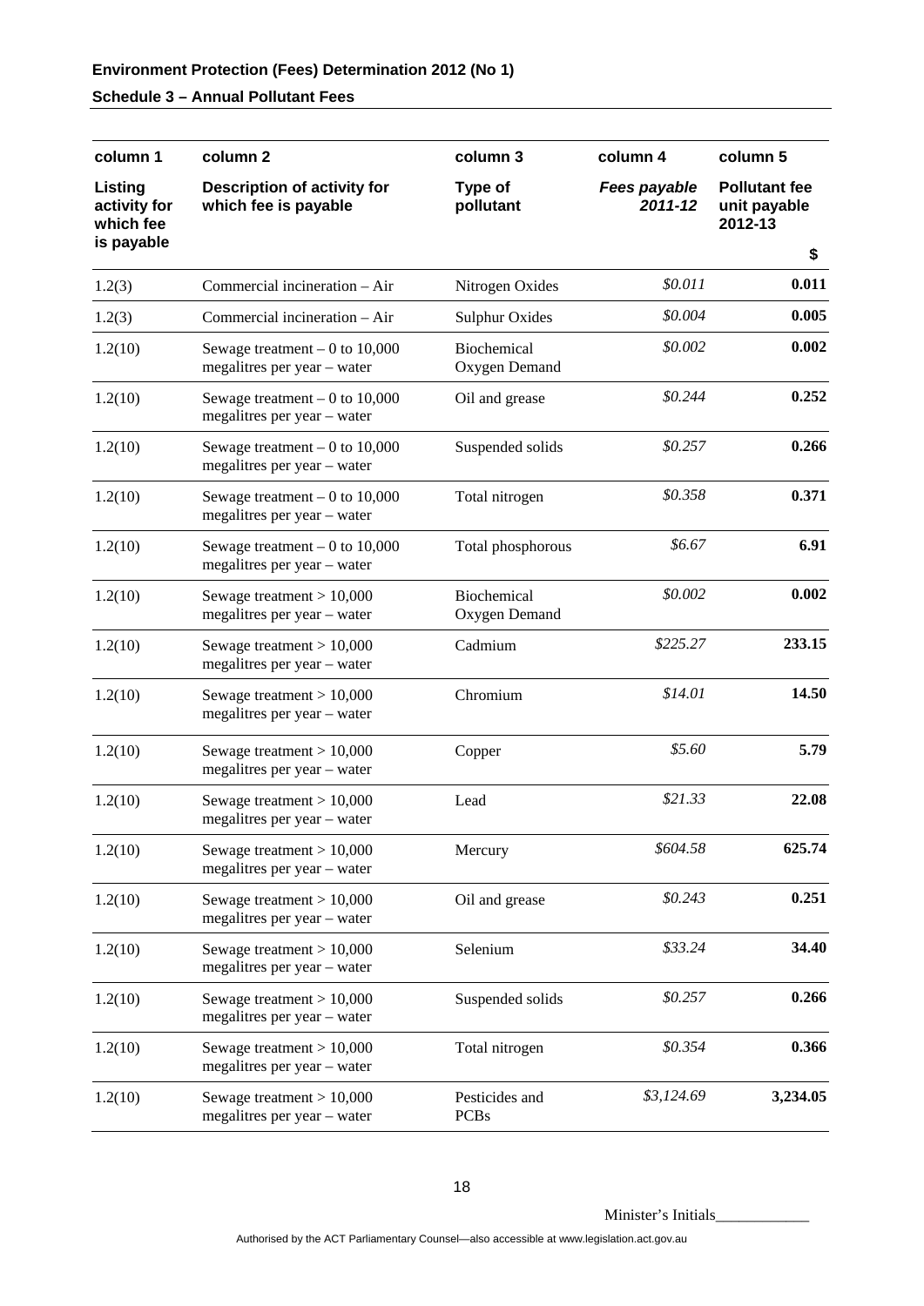**Environment Protection (Fees) Determination 2012 (No 1)**

**Schedule 3 – Annual Pollutant Fees**

| column 1<br>**Listing activity for which fee is payable** | column 2<br>**Description of activity for which fee is payable** | column 3<br>**Type of pollutant** | column 4<br>***Fees payable 2011-12*** | column 5<br>**Pollutant fee unit payable 2012-13**<br>**$** |
|---|---|---|---|---|
| 1.2(3) | Commercial incineration – Air | Nitrogen Oxides | *$0.011* | **0.011** |
| 1.2(3) | Commercial incineration – Air | Sulphur Oxides | *$0.004* | **0.005** |
| 1.2(10) | Sewage treatment – 0 to 10,000 megalitres per year – water | Biochemical Oxygen Demand | *$0.002* | **0.002** |
| 1.2(10) | Sewage treatment – 0 to 10,000 megalitres per year – water | Oil and grease | *$0.244* | **0.252** |
| 1.2(10) | Sewage treatment – 0 to 10,000 megalitres per year – water | Suspended solids | *$0.257* | **0.266** |
| 1.2(10) | Sewage treatment – 0 to 10,000 megalitres per year – water | Total nitrogen | *$0.358* | **0.371** |
| 1.2(10) | Sewage treatment – 0 to 10,000 megalitres per year – water | Total phosphorous | *$6.67* | **6.91** |
| 1.2(10) | Sewage treatment > 10,000 megalitres per year – water | Biochemical Oxygen Demand | *$0.002* | **0.002** |
| 1.2(10) | Sewage treatment > 10,000 megalitres per year – water | Cadmium | *$225.27* | **233.15** |
| 1.2(10) | Sewage treatment > 10,000 megalitres per year – water | Chromium | *$14.01* | **14.50** |
| 1.2(10) | Sewage treatment > 10,000 megalitres per year – water | Copper | *$5.60* | **5.79** |
| 1.2(10) | Sewage treatment > 10,000 megalitres per year – water | Lead | *$21.33* | **22.08** |
| 1.2(10) | Sewage treatment > 10,000 megalitres per year – water | Mercury | *$604.58* | **625.74** |
| 1.2(10) | Sewage treatment > 10,000 megalitres per year – water | Oil and grease | *$0.243* | **0.251** |
| 1.2(10) | Sewage treatment > 10,000 megalitres per year – water | Selenium | *$33.24* | **34.40** |
| 1.2(10) | Sewage treatment > 10,000 megalitres per year – water | Suspended solids | *$0.257* | **0.266** |
| 1.2(10) | Sewage treatment > 10,000 megalitres per year – water | Total nitrogen | *$0.354* | **0.366** |
| 1.2(10) | Sewage treatment > 10,000 megalitres per year – water | Pesticides and PCBs | *$3,124.69* | **3,234.05** |

Minister's Initials____________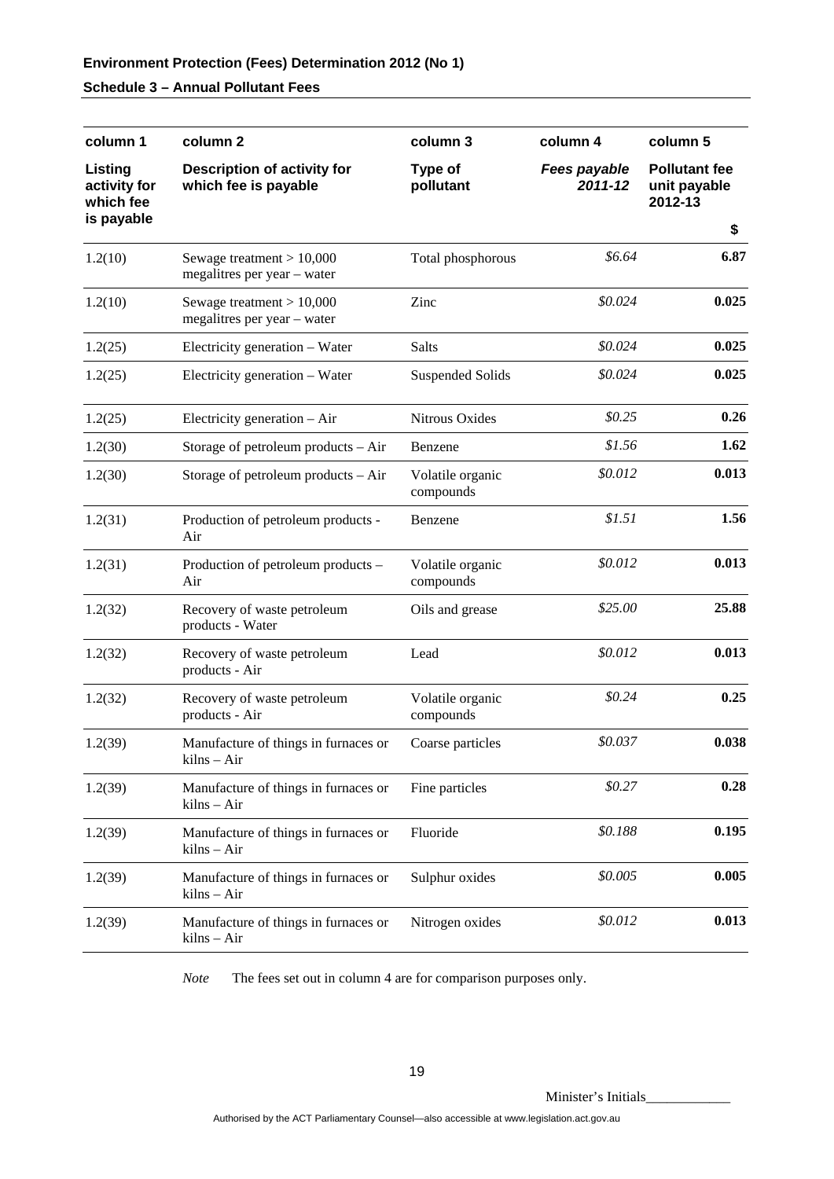**Environment Protection (Fees) Determination 2012 (No 1)**

**Schedule 3 – Annual Pollutant Fees**

| column 1<br>**Listing activity for which fee is payable** | column 2<br>**Description of activity for which fee is payable** | column 3<br>**Type of pollutant** | column 4<br>***Fees payable 2011-12*** | column 5<br>**Pollutant fee unit payable 2012-13**<br>**$** |
|---|---|---|---|---|
| 1.2(10) | Sewage treatment > 10,000 megalitres per year – water | Total phosphorous | *$6.64* | **6.87** |
| 1.2(10) | Sewage treatment > 10,000 megalitres per year – water | Zinc | *$0.024* | **0.025** |
| 1.2(25) | Electricity generation – Water | Salts | *$0.024* | **0.025** |
| 1.2(25) | Electricity generation – Water | Suspended Solids | *$0.024* | **0.025** |
| 1.2(25) | Electricity generation – Air | Nitrous Oxides | *$0.25* | **0.26** |
| 1.2(30) | Storage of petroleum products – Air | Benzene | *$1.56* | **1.62** |
| 1.2(30) | Storage of petroleum products – Air | Volatile organic compounds | *$0.012* | **0.013** |
| 1.2(31) | Production of petroleum products - Air | Benzene | *$1.51* | **1.56** |
| 1.2(31) | Production of petroleum products – Air | Volatile organic compounds | *$0.012* | **0.013** |
| 1.2(32) | Recovery of waste petroleum products - Water | Oils and grease | *$25.00* | **25.88** |
| 1.2(32) | Recovery of waste petroleum products - Air | Lead | *$0.012* | **0.013** |
| 1.2(32) | Recovery of waste petroleum products - Air | Volatile organic compounds | *$0.24* | **0.25** |
| 1.2(39) | Manufacture of things in furnaces or kilns – Air | Coarse particles | *$0.037* | **0.038** |
| 1.2(39) | Manufacture of things in furnaces or kilns – Air | Fine particles | *$0.27* | **0.28** |
| 1.2(39) | Manufacture of things in furnaces or kilns – Air | Fluoride | *$0.188* | **0.195** |
| 1.2(39) | Manufacture of things in furnaces or kilns – Air | Sulphur oxides | *$0.005* | **0.005** |
| 1.2(39) | Manufacture of things in furnaces or kilns – Air | Nitrogen oxides | *$0.012* | **0.013** |

*Note* The fees set out in column 4 are for comparison purposes only.

Minister's Initials____________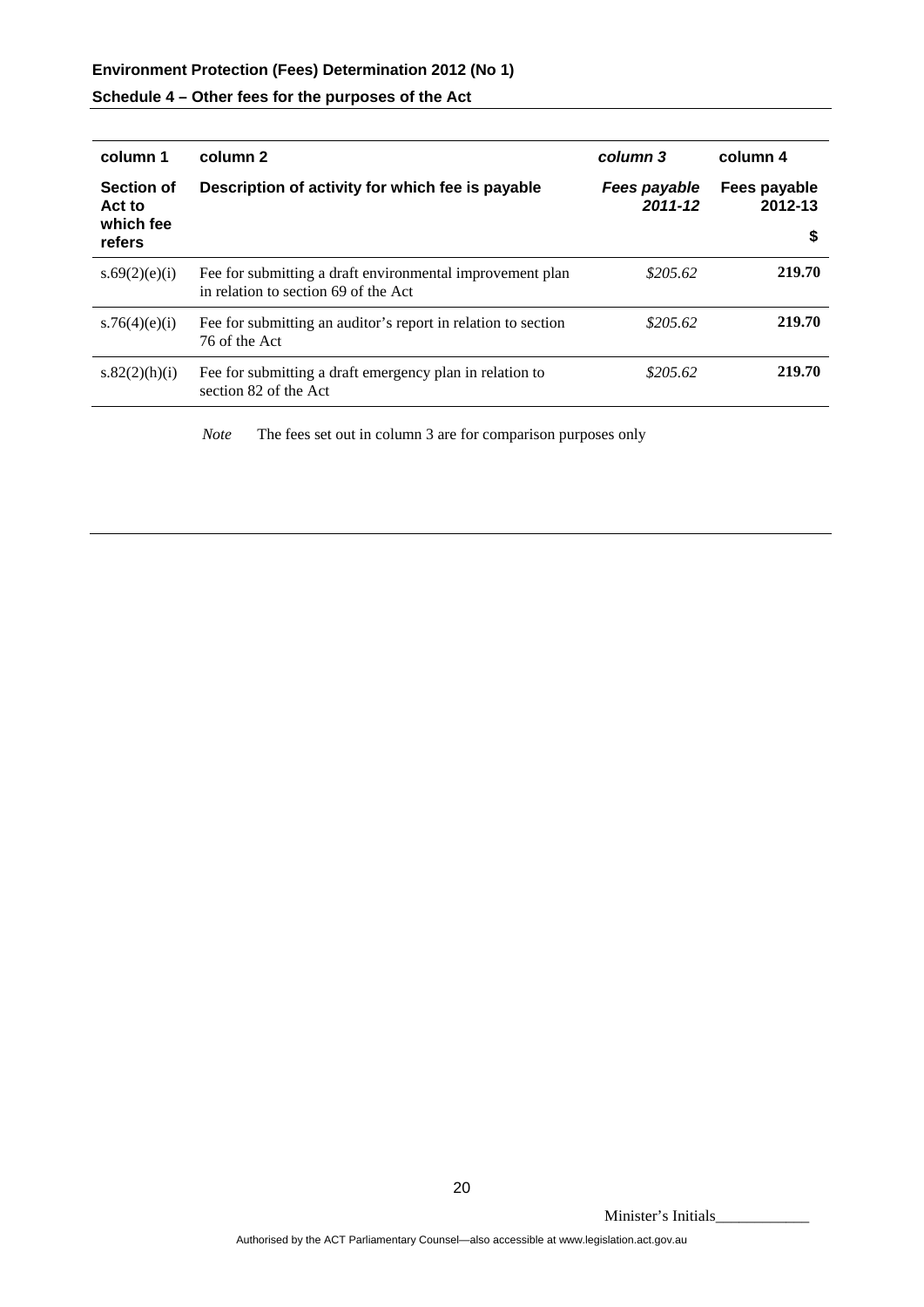| column 1 | column 2 | *column 3* | column 4 |
|---|---|---|---|
| **Section of Act to which fee refers** | **Description of activity for which fee is payable** | ***Fees payable 2011-12*** | **Fees payable 2012-13** |
| | | | **$** |
| s.69(2)(e)(i) | Fee for submitting a draft environmental improvement plan in relation to section 69 of the Act | *$205.62* | **219.70** |
| s.76(4)(e)(i) | Fee for submitting an auditor's report in relation to section 76 of the Act | *$205.62* | **219.70** |
| s.82(2)(h)(i) | Fee for submitting a draft emergency plan in relation to section 82 of the Act | *$205.62* | **219.70** |

*Note* The fees set out in column 3 are for comparison purposes only

Minister's Initials____________